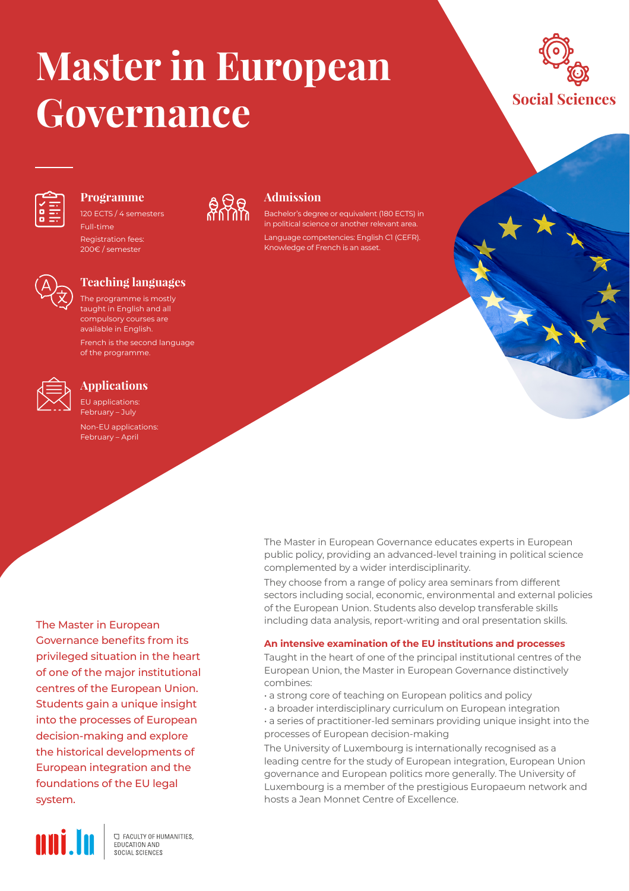# Master in European Governance

Social Sciences

### Programme

120 ECTS / 4 semesters

Full-time

Registration fees: 200€ / semester

### Admission

Bachelor's degree or equivalent (180 ECTS) in in political science or another relevant area.

Language competencies: English C1 (CEFR). Knowledge of French is an asset.

### Teaching languages

The programme is mostly taught in English and all compulsory courses are available in English.

French is the second language of the programme.

### Applications

EU applications: February – July

Non-EU applications: February – April

The Master in European Governance benefits from its privileged situation in the heart of one of the major institutional centres of the European Union. Students gain a unique insight into the processes of European decision-making and explore the historical developments of European integration and the foundations of the EU legal system.

The Master in European Governance educates experts in European public policy, providing an advanced-level training in political science complemented by a wider interdisciplinarity.

They choose from a range of policy area seminars from different sectors including social, economic, environmental and external policies of the European Union. Students also develop transferable skills including data analysis, report-writing and oral presentation skills.

**An intensive examination of the EU institutions and processes**

Taught in the heart of one of the principal institutional centres of the European Union, the Master in European Governance distinctively combines:

- a strong core of teaching on European politics and policy
- a broader interdisciplinary curriculum on European integration
- a series of practitioner-led seminars providing unique insight into the processes of European decision-making

The University of Luxembourg is internationally recognised as a leading centre for the study of European integration, European Union governance and European politics more generally. The University of Luxembourg is a member of the prestigious Europaeum network and hosts a Jean Monnet Centre of Excellence.

uni.lu

FACULTY OF HUMANITIES, EDUCATION AND SOCIAL SCIENCES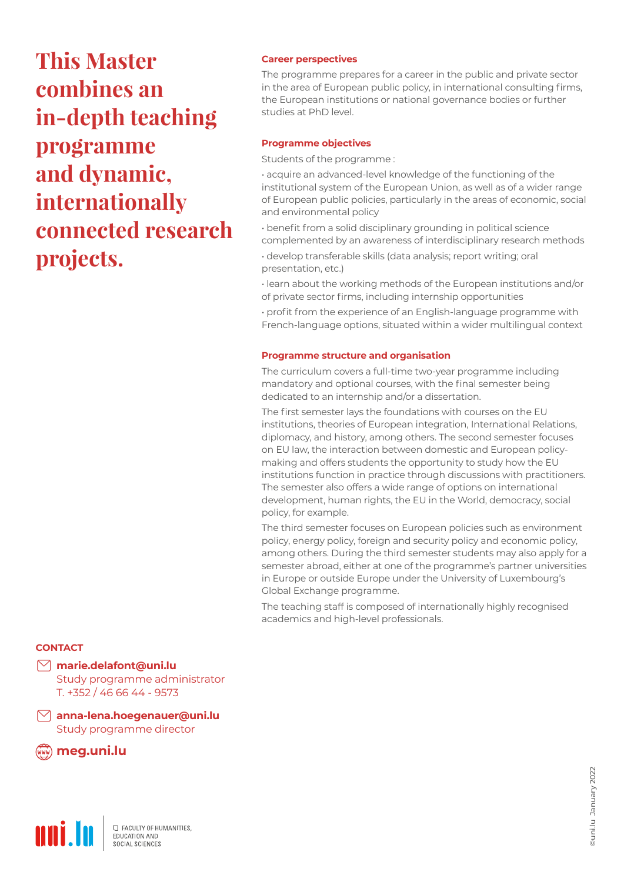# This Master combines an in-depth teaching programme and dynamic, internationally connected research projects.

### Career perspectives

The programme prepares for a career in the public and private sector in the area of European public policy, in international consulting firms, the European institutions or national governance bodies or further studies at PhD level.

### Programme objectives

Students of the programme :

- acquire an advanced-level knowledge of the functioning of the institutional system of the European Union, as well as of a wider range of European public policies, particularly in the areas of economic, social and environmental policy
- benefit from a solid disciplinary grounding in political science complemented by an awareness of interdisciplinary research methods
- develop transferable skills (data analysis; report writing; oral presentation, etc.)
- learn about the working methods of the European institutions and/or of private sector firms, including internship opportunities
- profit from the experience of an English-language programme with French-language options, situated within a wider multilingual context

### Programme structure and organisation

The curriculum covers a full-time two-year programme including mandatory and optional courses, with the final semester being dedicated to an internship and/or a dissertation.

The first semester lays the foundations with courses on the EU institutions, theories of European integration, International Relations, diplomacy, and history, among others. The second semester focuses on EU law, the interaction between domestic and European policy-making and offers students the opportunity to study how the EU institutions function in practice through discussions with practitioners. The semester also offers a wide range of options on international development, human rights, the EU in the World, democracy, social policy, for example.

The third semester focuses on European policies such as environment policy, energy policy, foreign and security policy and economic policy, among others. During the third semester students may also apply for a semester abroad, either at one of the programme's partner universities in Europe or outside Europe under the University of Luxembourg's Global Exchange programme.

The teaching staff is composed of internationally highly recognised academics and high-level professionals.

### CONTACT

**marie.delafont@uni.lu**
Study programme administrator
T. +352 / 46 66 44 - 9573

**anna-lena.hoegenauer@uni.lu**
Study programme director

**meg.uni.lu**

uni.lu | FACULTY OF HUMANITIES, EDUCATION AND SOCIAL SCIENCES

©uni.lu January 2022